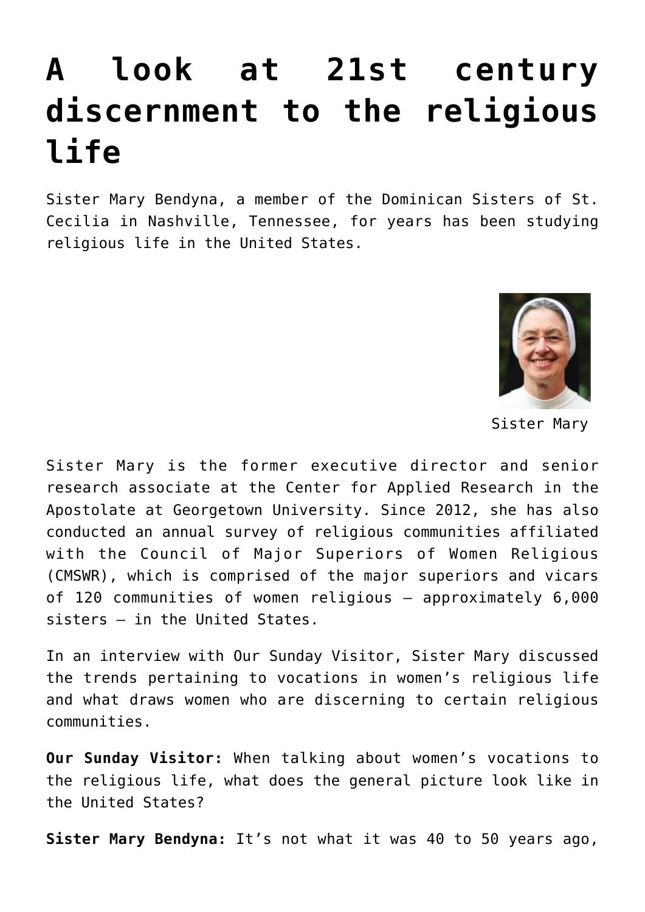# A look at 21st century discernment to the religious life

Sister Mary Bendyna, a member of the Dominican Sisters of St. Cecilia in Nashville, Tennessee, for years has been studying religious life in the United States.

Sister Mary

Sister Mary is the former executive director and senior research associate at the Center for Applied Research in the Apostolate at Georgetown University. Since 2012, she has also conducted an annual survey of religious communities affiliated with the Council of Major Superiors of Women Religious (CMSWR), which is comprised of the major superiors and vicars of 120 communities of women religious — approximately 6,000 sisters — in the United States.

In an interview with Our Sunday Visitor, Sister Mary discussed the trends pertaining to vocations in women's religious life and what draws women who are discerning to certain religious communities.

**Our Sunday Visitor:** When talking about women's vocations to the religious life, what does the general picture look like in the United States?

**Sister Mary Bendyna:** It's not what it was 40 to 50 years ago,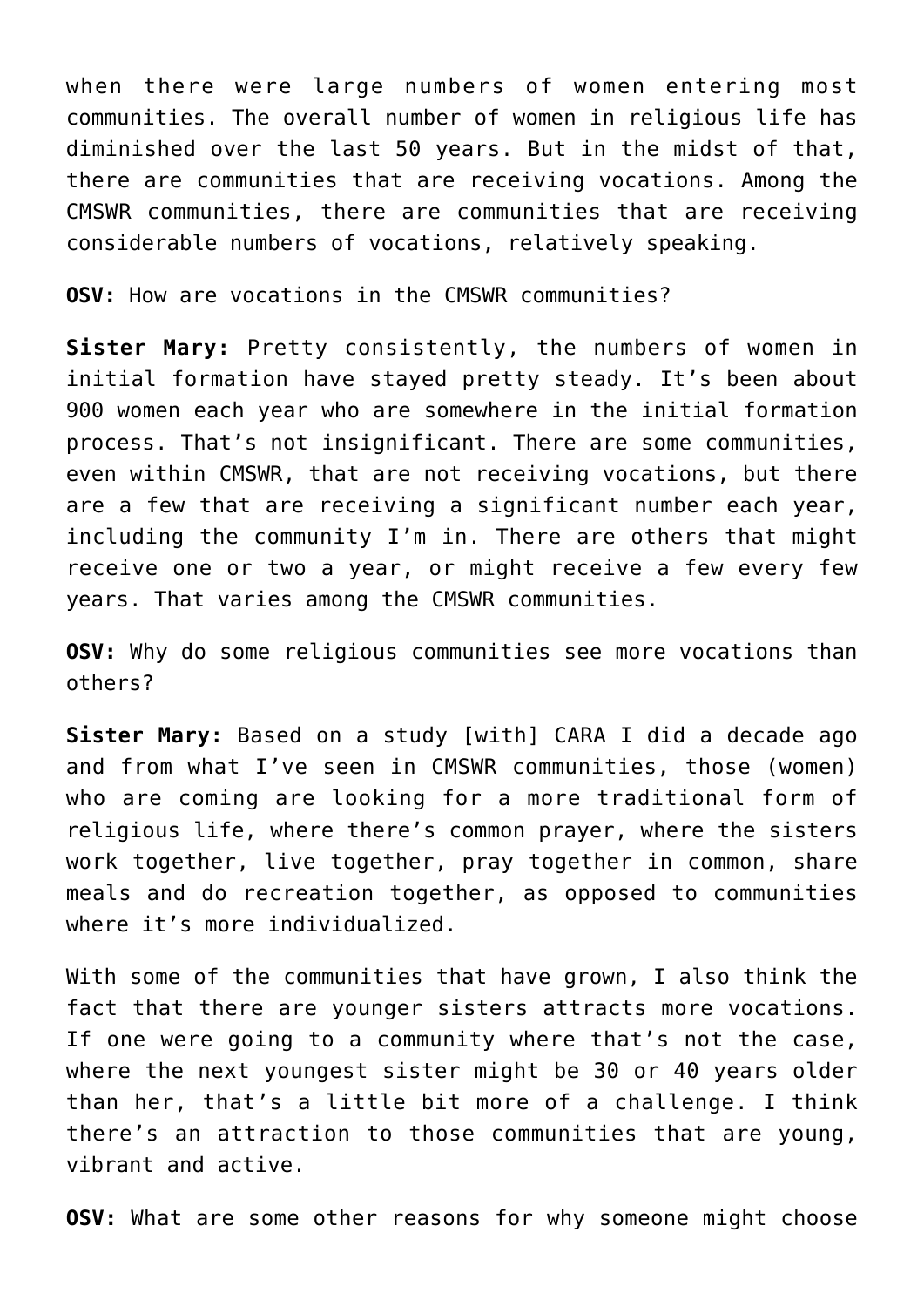when there were large numbers of women entering most communities. The overall number of women in religious life has diminished over the last 50 years. But in the midst of that, there are communities that are receiving vocations. Among the CMSWR communities, there are communities that are receiving considerable numbers of vocations, relatively speaking.

**OSV:** How are vocations in the CMSWR communities?

**Sister Mary:** Pretty consistently, the numbers of women in initial formation have stayed pretty steady. It's been about 900 women each year who are somewhere in the initial formation process. That's not insignificant. There are some communities, even within CMSWR, that are not receiving vocations, but there are a few that are receiving a significant number each year, including the community I'm in. There are others that might receive one or two a year, or might receive a few every few years. That varies among the CMSWR communities.

**OSV:** Why do some religious communities see more vocations than others?

**Sister Mary:** Based on a study [with] CARA I did a decade ago and from what I've seen in CMSWR communities, those (women) who are coming are looking for a more traditional form of religious life, where there's common prayer, where the sisters work together, live together, pray together in common, share meals and do recreation together, as opposed to communities where it's more individualized.

With some of the communities that have grown, I also think the fact that there are younger sisters attracts more vocations. If one were going to a community where that's not the case, where the next youngest sister might be 30 or 40 years older than her, that's a little bit more of a challenge. I think there's an attraction to those communities that are young, vibrant and active.

**OSV:** What are some other reasons for why someone might choose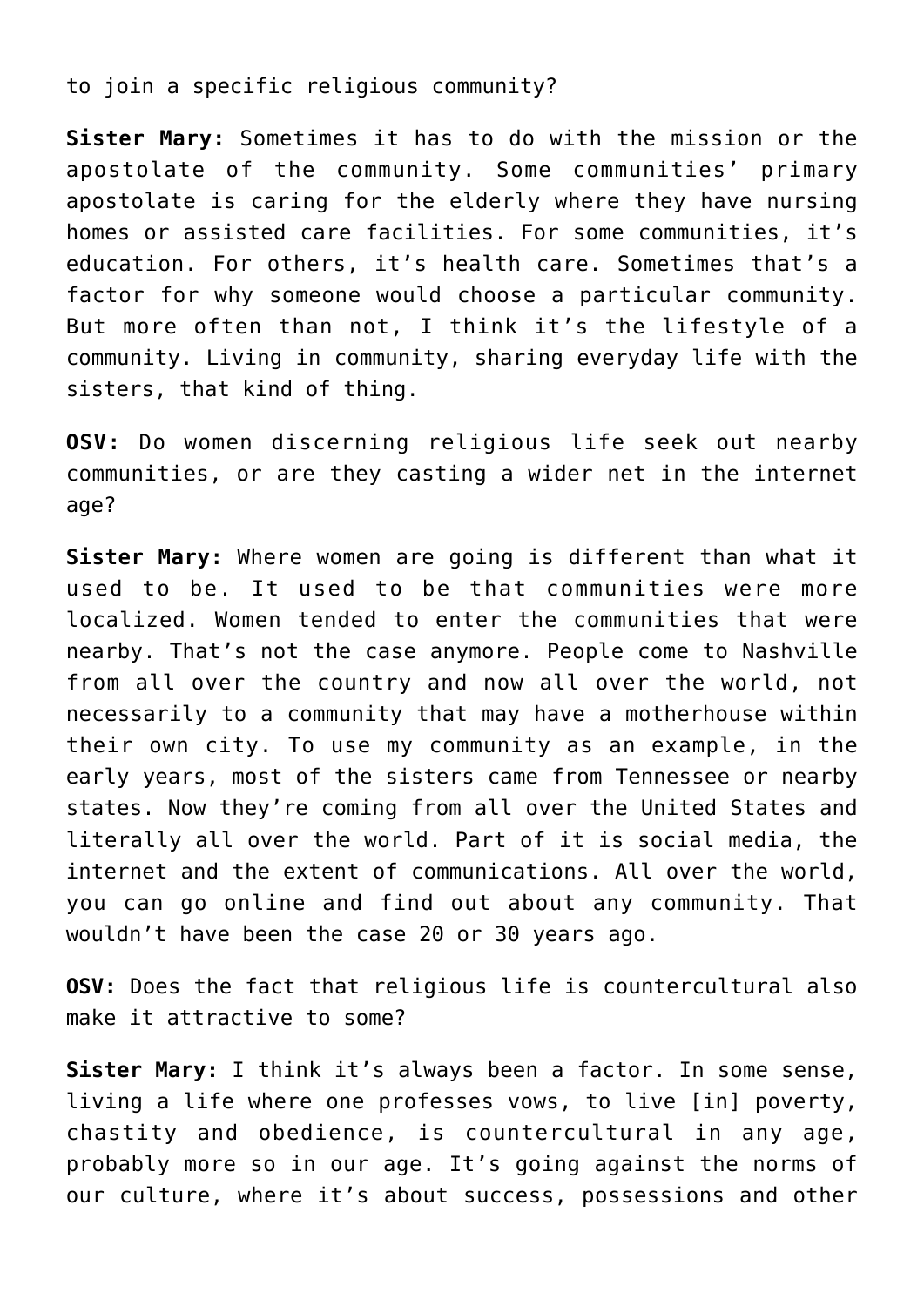to join a specific religious community?

**Sister Mary:** Sometimes it has to do with the mission or the apostolate of the community. Some communities' primary apostolate is caring for the elderly where they have nursing homes or assisted care facilities. For some communities, it's education. For others, it's health care. Sometimes that's a factor for why someone would choose a particular community. But more often than not, I think it's the lifestyle of a community. Living in community, sharing everyday life with the sisters, that kind of thing.

**OSV:** Do women discerning religious life seek out nearby communities, or are they casting a wider net in the internet age?

**Sister Mary:** Where women are going is different than what it used to be. It used to be that communities were more localized. Women tended to enter the communities that were nearby. That's not the case anymore. People come to Nashville from all over the country and now all over the world, not necessarily to a community that may have a motherhouse within their own city. To use my community as an example, in the early years, most of the sisters came from Tennessee or nearby states. Now they're coming from all over the United States and literally all over the world. Part of it is social media, the internet and the extent of communications. All over the world, you can go online and find out about any community. That wouldn't have been the case 20 or 30 years ago.

**OSV:** Does the fact that religious life is countercultural also make it attractive to some?

**Sister Mary:** I think it's always been a factor. In some sense, living a life where one professes vows, to live [in] poverty, chastity and obedience, is countercultural in any age, probably more so in our age. It's going against the norms of our culture, where it's about success, possessions and other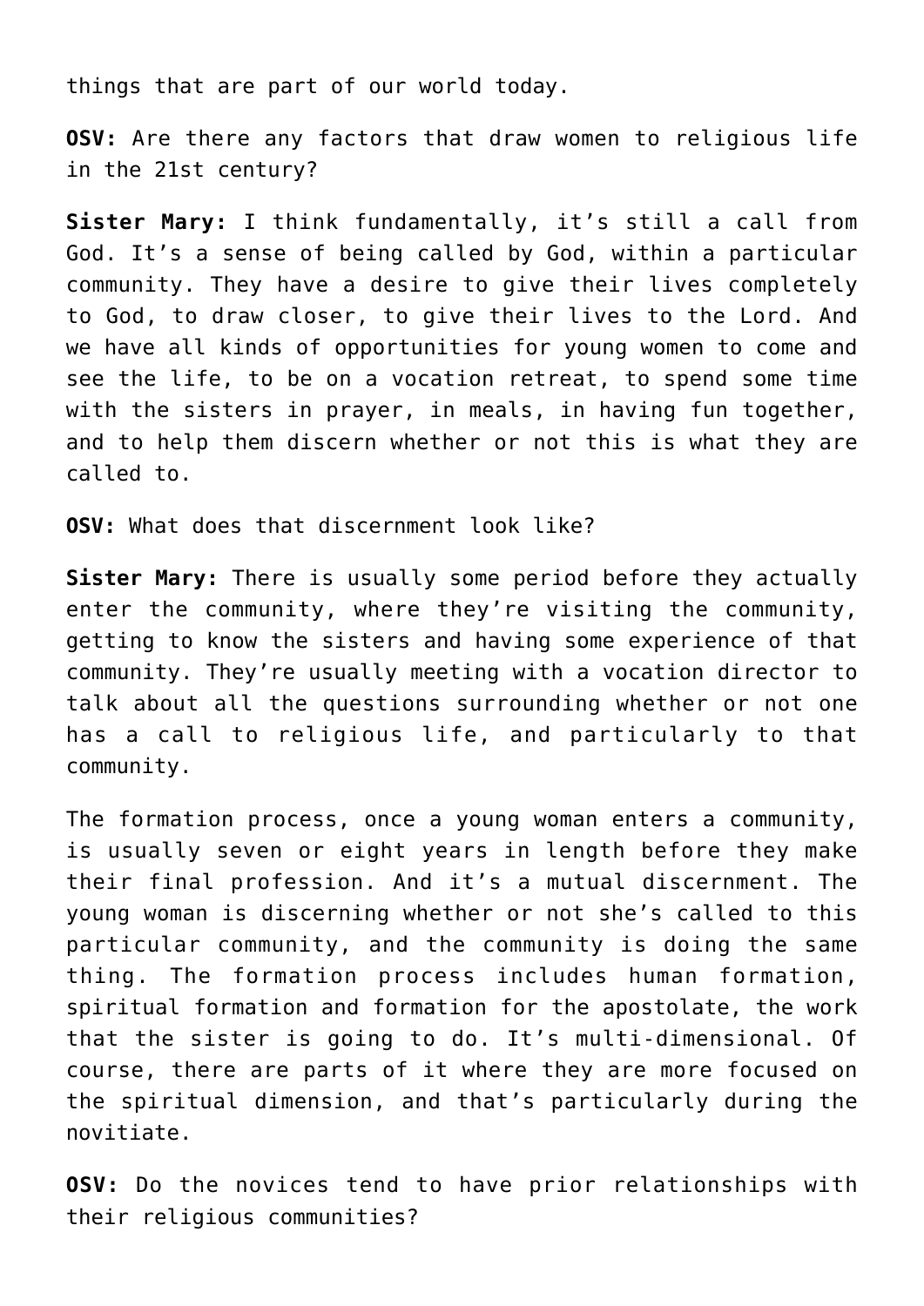things that are part of our world today.

**OSV:** Are there any factors that draw women to religious life in the 21st century?

**Sister Mary:** I think fundamentally, it's still a call from God. It's a sense of being called by God, within a particular community. They have a desire to give their lives completely to God, to draw closer, to give their lives to the Lord. And we have all kinds of opportunities for young women to come and see the life, to be on a vocation retreat, to spend some time with the sisters in prayer, in meals, in having fun together, and to help them discern whether or not this is what they are called to.

**OSV:** What does that discernment look like?

**Sister Mary:** There is usually some period before they actually enter the community, where they're visiting the community, getting to know the sisters and having some experience of that community. They're usually meeting with a vocation director to talk about all the questions surrounding whether or not one has a call to religious life, and particularly to that community.

The formation process, once a young woman enters a community, is usually seven or eight years in length before they make their final profession. And it's a mutual discernment. The young woman is discerning whether or not she's called to this particular community, and the community is doing the same thing. The formation process includes human formation, spiritual formation and formation for the apostolate, the work that the sister is going to do. It's multi-dimensional. Of course, there are parts of it where they are more focused on the spiritual dimension, and that's particularly during the novitiate.

**OSV:** Do the novices tend to have prior relationships with their religious communities?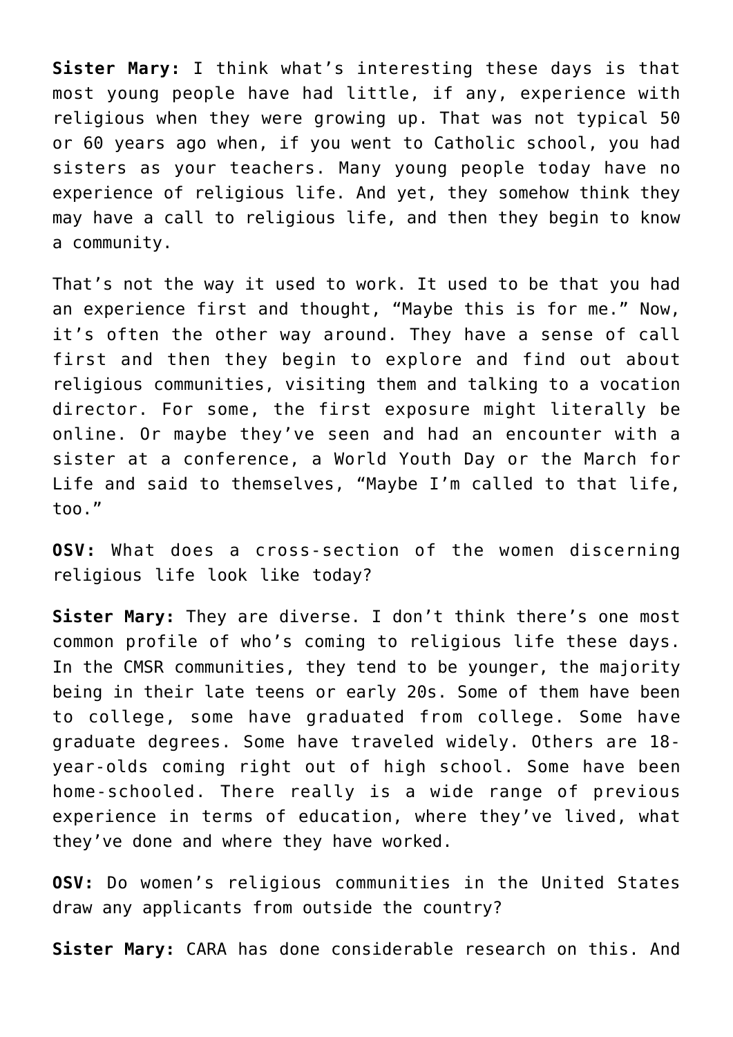**Sister Mary:** I think what's interesting these days is that most young people have had little, if any, experience with religious when they were growing up. That was not typical 50 or 60 years ago when, if you went to Catholic school, you had sisters as your teachers. Many young people today have no experience of religious life. And yet, they somehow think they may have a call to religious life, and then they begin to know a community.

That's not the way it used to work. It used to be that you had an experience first and thought, "Maybe this is for me." Now, it's often the other way around. They have a sense of call first and then they begin to explore and find out about religious communities, visiting them and talking to a vocation director. For some, the first exposure might literally be online. Or maybe they've seen and had an encounter with a sister at a conference, a World Youth Day or the March for Life and said to themselves, "Maybe I'm called to that life, too."

**OSV:** What does a cross-section of the women discerning religious life look like today?

**Sister Mary:** They are diverse. I don't think there's one most common profile of who's coming to religious life these days. In the CMSR communities, they tend to be younger, the majority being in their late teens or early 20s. Some of them have been to college, some have graduated from college. Some have graduate degrees. Some have traveled widely. Others are 18-year-olds coming right out of high school. Some have been home-schooled. There really is a wide range of previous experience in terms of education, where they've lived, what they've done and where they have worked.

**OSV:** Do women's religious communities in the United States draw any applicants from outside the country?

**Sister Mary:** CARA has done considerable research on this. And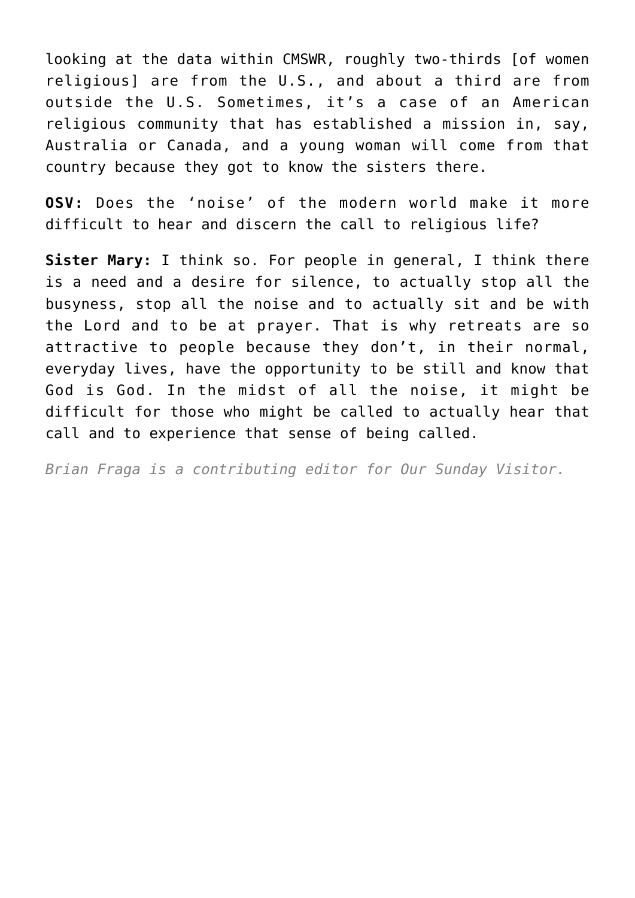looking at the data within CMSWR, roughly two-thirds [of women religious] are from the U.S., and about a third are from outside the U.S. Sometimes, it's a case of an American religious community that has established a mission in, say, Australia or Canada, and a young woman will come from that country because they got to know the sisters there.

**OSV:** Does the 'noise' of the modern world make it more difficult to hear and discern the call to religious life?

**Sister Mary:** I think so. For people in general, I think there is a need and a desire for silence, to actually stop all the busyness, stop all the noise and to actually sit and be with the Lord and to be at prayer. That is why retreats are so attractive to people because they don't, in their normal, everyday lives, have the opportunity to be still and know that God is God. In the midst of all the noise, it might be difficult for those who might be called to actually hear that call and to experience that sense of being called.

*Brian Fraga is a contributing editor for Our Sunday Visitor.*